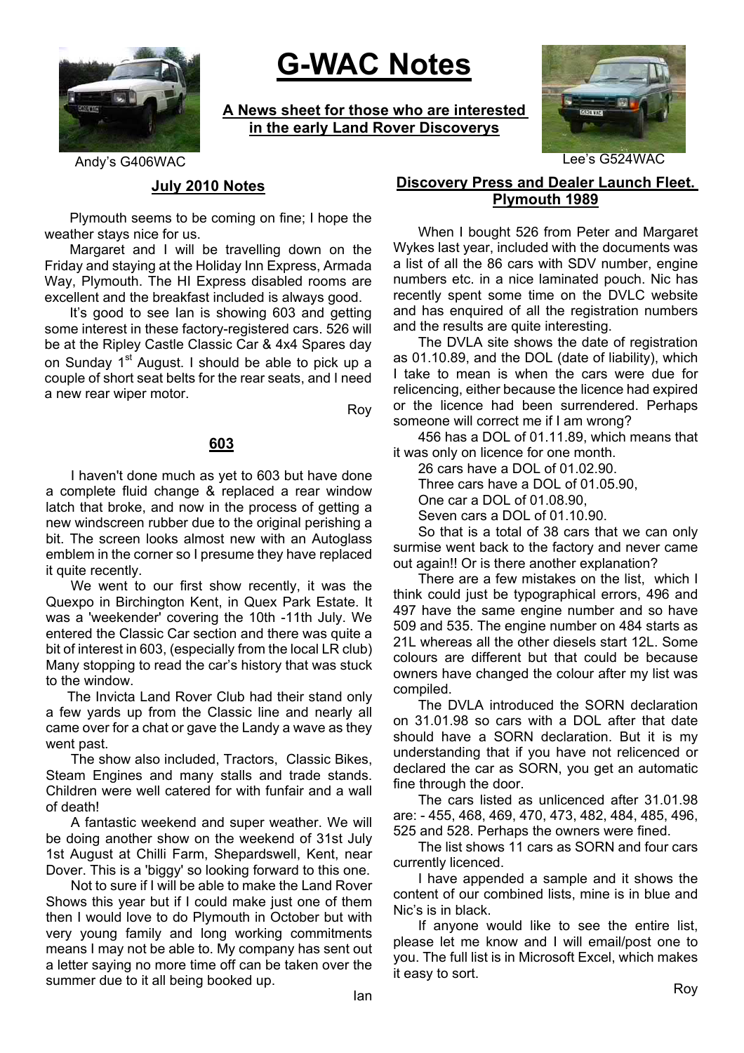# G-WAC Notes

**A News sheet for those who are interested in the early Land Rover Discoverys**

Andy's G406WAC

Lee's G524WAC

## July 2010 Notes

Plymouth seems to be coming on fine; I hope the weather stays nice for us.

Margaret and I will be travelling down on the Friday and staying at the Holiday Inn Express, Armada Way, Plymouth. The HI Express disabled rooms are excellent and the breakfast included is always good.

It's good to see Ian is showing 603 and getting some interest in these factory-registered cars. 526 will be at the Ripley Castle Classic Car & 4x4 Spares day on Sunday 1st August. I should be able to pick up a couple of short seat belts for the rear seats, and I need a new rear wiper motor.

Roy

## 603

I haven't done much as yet to 603 but have done a complete fluid change & replaced a rear window latch that broke, and now in the process of getting a new windscreen rubber due to the original perishing a bit. The screen looks almost new with an Autoglass emblem in the corner so I presume they have replaced it quite recently.

We went to our first show recently, it was the Quexpo in Birchington Kent, in Quex Park Estate. It was a 'weekender' covering the 10th -11th July. We entered the Classic Car section and there was quite a bit of interest in 603, (especially from the local LR club) Many stopping to read the car's history that was stuck to the window.

The Invicta Land Rover Club had their stand only a few yards up from the Classic line and nearly all came over for a chat or gave the Landy a wave as they went past.

The show also included, Tractors, Classic Bikes, Steam Engines and many stalls and trade stands. Children were well catered for with funfair and a wall of death!

A fantastic weekend and super weather. We will be doing another show on the weekend of 31st July 1st August at Chilli Farm, Shepardswell, Kent, near Dover. This is a 'biggy' so looking forward to this one.

Not to sure if I will be able to make the Land Rover Shows this year but if I could make just one of them then I would love to do Plymouth in October but with very young family and long working commitments means I may not be able to. My company has sent out a letter saying no more time off can be taken over the summer due to it all being booked up.

Ian

## Discovery Press and Dealer Launch Fleet. Plymouth 1989

When I bought 526 from Peter and Margaret Wykes last year, included with the documents was a list of all the 86 cars with SDV number, engine numbers etc. in a nice laminated pouch. Nic has recently spent some time on the DVLC website and has enquired of all the registration numbers and the results are quite interesting.

The DVLA site shows the date of registration as 01.10.89, and the DOL (date of liability), which I take to mean is when the cars were due for relicencing, either because the licence had expired or the licence had been surrendered. Perhaps someone will correct me if I am wrong?

456 has a DOL of 01.11.89, which means that it was only on licence for one month.

26 cars have a DOL of 01.02.90.

Three cars have a DOL of 01.05.90,

One car a DOL of 01.08.90,

Seven cars a DOL of 01.10.90.

So that is a total of 38 cars that we can only surmise went back to the factory and never came out again!! Or is there another explanation?

There are a few mistakes on the list, which I think could just be typographical errors, 496 and 497 have the same engine number and so have 509 and 535. The engine number on 484 starts as 21L whereas all the other diesels start 12L. Some colours are different but that could be because owners have changed the colour after my list was compiled.

The DVLA introduced the SORN declaration on 31.01.98 so cars with a DOL after that date should have a SORN declaration. But it is my understanding that if you have not relicenced or declared the car as SORN, you get an automatic fine through the door.

The cars listed as unlicenced after 31.01.98 are: - 455, 468, 469, 470, 473, 482, 484, 485, 496, 525 and 528. Perhaps the owners were fined.

The list shows 11 cars as SORN and four cars currently licenced.

I have appended a sample and it shows the content of our combined lists, mine is in blue and Nic's is in black.

If anyone would like to see the entire list, please let me know and I will email/post one to you. The full list is in Microsoft Excel, which makes it easy to sort.

Roy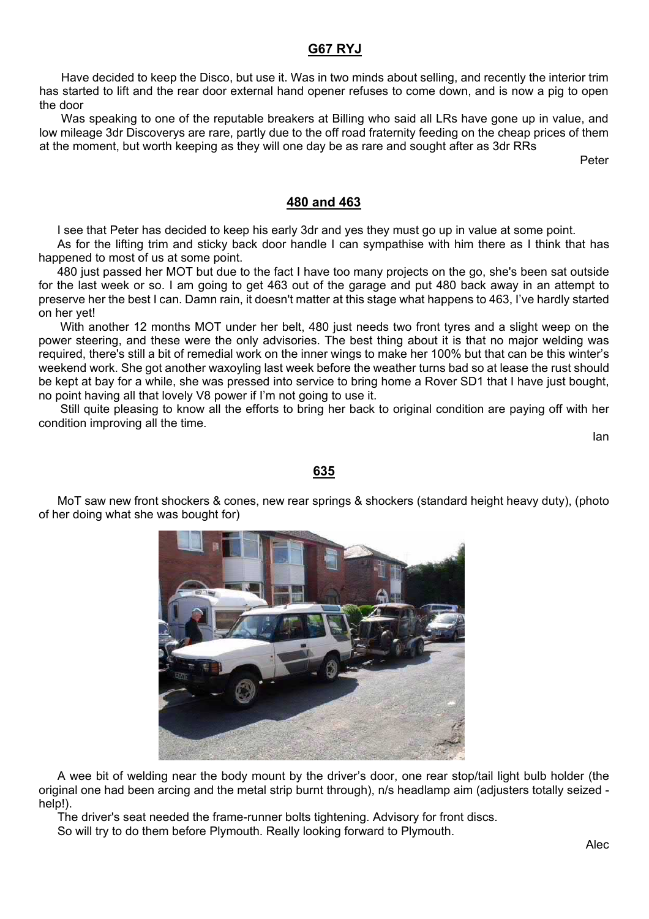## G67 RYJ

Have decided to keep the Disco, but use it. Was in two minds about selling, and recently the interior trim has started to lift and the rear door external hand opener refuses to come down, and is now a pig to open the door

Was speaking to one of the reputable breakers at Billing who said all LRs have gone up in value, and low mileage 3dr Discoverys are rare, partly due to the off road fraternity feeding on the cheap prices of them at the moment, but worth keeping as they will one day be as rare and sought after as 3dr RRs

Peter

## 480 and 463

I see that Peter has decided to keep his early 3dr and yes they must go up in value at some point.

As for the lifting trim and sticky back door handle I can sympathise with him there as I think that has happened to most of us at some point.

480 just passed her MOT but due to the fact I have too many projects on the go, she's been sat outside for the last week or so. I am going to get 463 out of the garage and put 480 back away in an attempt to preserve her the best I can. Damn rain, it doesn't matter at this stage what happens to 463, I've hardly started on her yet!

With another 12 months MOT under her belt, 480 just needs two front tyres and a slight weep on the power steering, and these were the only advisories. The best thing about it is that no major welding was required, there's still a bit of remedial work on the inner wings to make her 100% but that can be this winter's weekend work. She got another waxoyling last week before the weather turns bad so at lease the rust should be kept at bay for a while, she was pressed into service to bring home a Rover SD1 that I have just bought, no point having all that lovely V8 power if I'm not going to use it.

Still quite pleasing to know all the efforts to bring her back to original condition are paying off with her condition improving all the time.

Ian

## 635

MoT saw new front shockers & cones, new rear springs & shockers (standard height heavy duty), (photo of her doing what she was bought for)

A wee bit of welding near the body mount by the driver's door, one rear stop/tail light bulb holder (the original one had been arcing and the metal strip burnt through), n/s headlamp aim (adjusters totally seized - help!).

The driver's seat needed the frame-runner bolts tightening. Advisory for front discs.

So will try to do them before Plymouth. Really looking forward to Plymouth.

Alec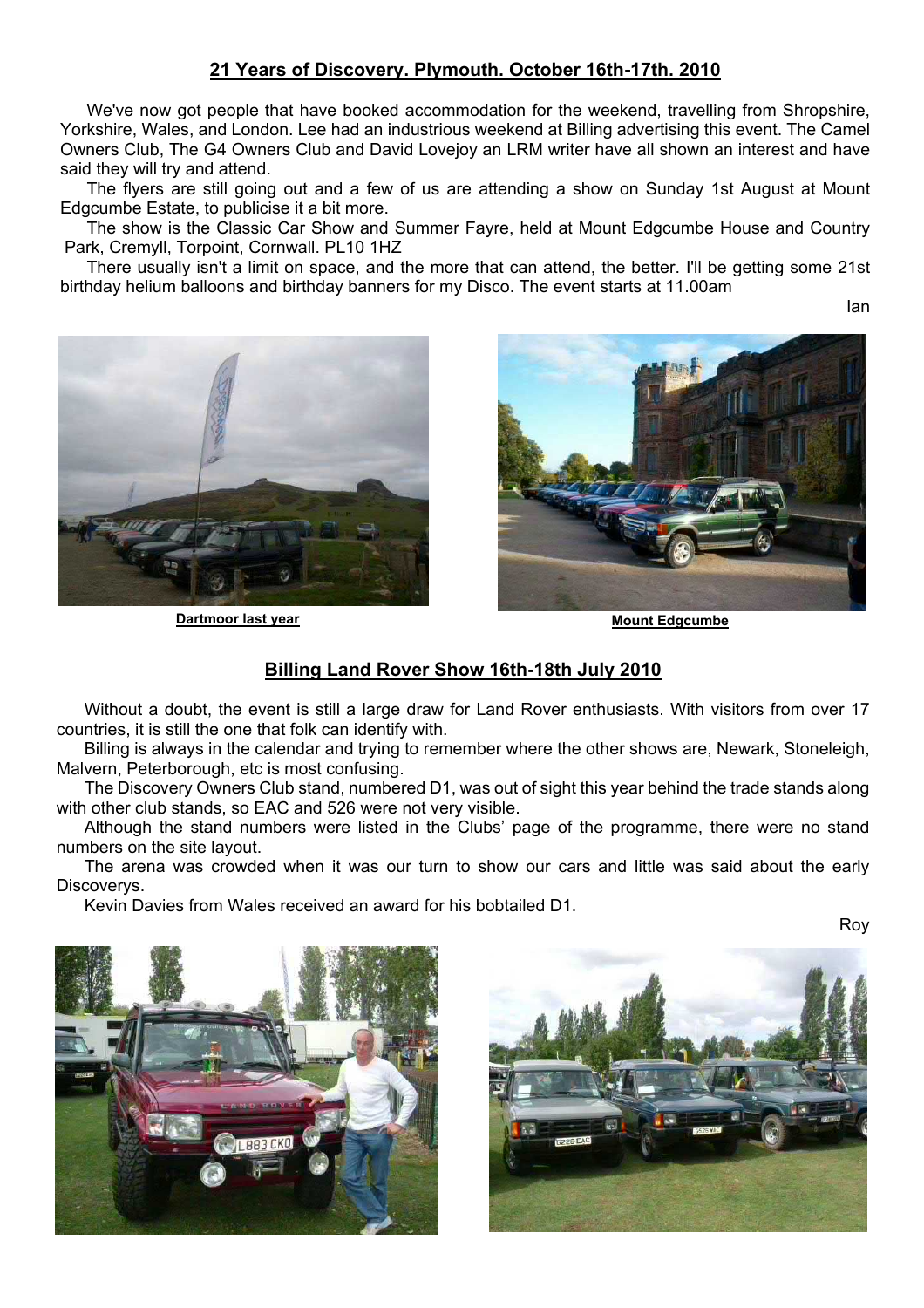## 21 Years of Discovery. Plymouth. October 16th-17th. 2010

We've now got people that have booked accommodation for the weekend, travelling from Shropshire, Yorkshire, Wales, and London. Lee had an industrious weekend at Billing advertising this event. The Camel Owners Club, The G4 Owners Club and David Lovejoy an LRM writer have all shown an interest and have said they will try and attend.

The flyers are still going out and a few of us are attending a show on Sunday 1st August at Mount Edgcumbe Estate, to publicise it a bit more.

The show is the Classic Car Show and Summer Fayre, held at Mount Edgcumbe House and Country Park, Cremyll, Torpoint, Cornwall. PL10 1HZ

There usually isn't a limit on space, and the more that can attend, the better. I'll be getting some 21st birthday helium balloons and birthday banners for my Disco. The event starts at 11.00am

Ian

**Dartmoor last year**

**Mount Edgcumbe**

## Billing Land Rover Show 16th-18th July 2010

Without a doubt, the event is still a large draw for Land Rover enthusiasts. With visitors from over 17 countries, it is still the one that folk can identify with.

Billing is always in the calendar and trying to remember where the other shows are, Newark, Stoneleigh, Malvern, Peterborough, etc is most confusing.

The Discovery Owners Club stand, numbered D1, was out of sight this year behind the trade stands along with other club stands, so EAC and 526 were not very visible.

Although the stand numbers were listed in the Clubs' page of the programme, there were no stand numbers on the site layout.

The arena was crowded when it was our turn to show our cars and little was said about the early Discoverys.

Kevin Davies from Wales received an award for his bobtailed D1.

Roy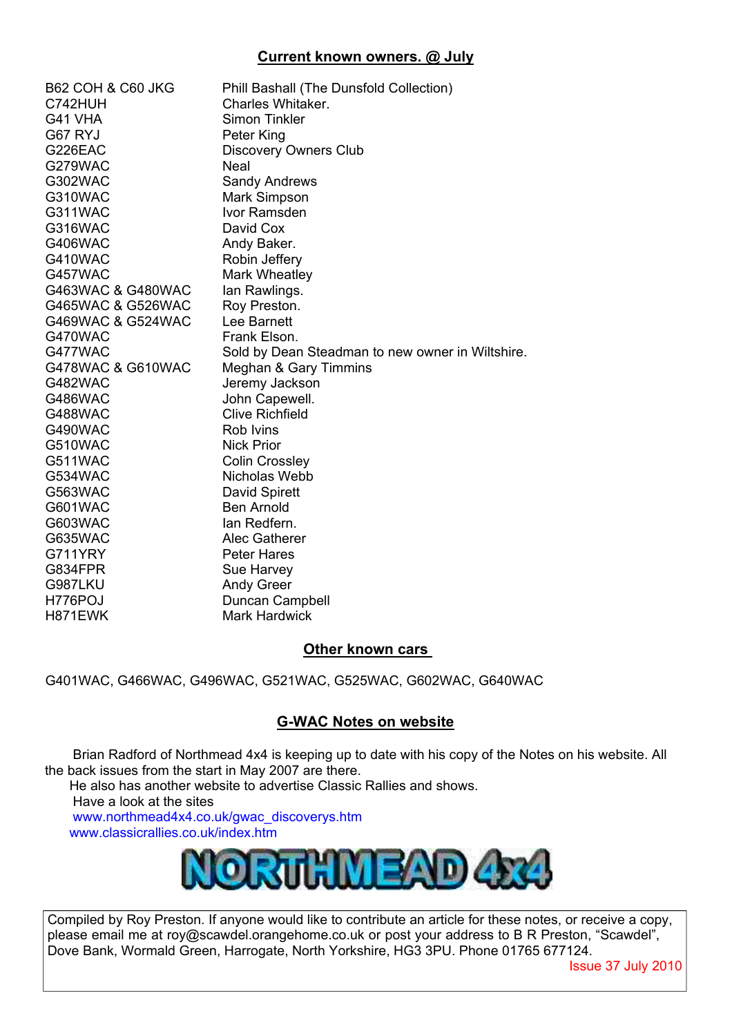## Current known owners. @ July

| | |
|---|---|
| B62 COH & C60 JKG | Phill Bashall (The Dunsfold Collection) |
| C742HUH | Charles Whitaker. |
| G41 VHA | Simon Tinkler |
| G67 RYJ | Peter King |
| G226EAC | Discovery Owners Club |
| G279WAC | Neal |
| G302WAC | Sandy Andrews |
| G310WAC | Mark Simpson |
| G311WAC | Ivor Ramsden |
| G316WAC | David Cox |
| G406WAC | Andy Baker. |
| G410WAC | Robin Jeffery |
| G457WAC | Mark Wheatley |
| G463WAC & G480WAC | Ian Rawlings. |
| G465WAC & G526WAC | Roy Preston. |
| G469WAC & G524WAC | Lee Barnett |
| G470WAC | Frank Elson. |
| G477WAC | Sold by Dean Steadman to new owner in Wiltshire. |
| G478WAC & G610WAC | Meghan & Gary Timmins |
| G482WAC | Jeremy Jackson |
| G486WAC | John Capewell. |
| G488WAC | Clive Richfield |
| G490WAC | Rob Ivins |
| G510WAC | Nick Prior |
| G511WAC | Colin Crossley |
| G534WAC | Nicholas Webb |
| G563WAC | David Spirett |
| G601WAC | Ben Arnold |
| G603WAC | Ian Redfern. |
| G635WAC | Alec Gatherer |
| G711YRY | Peter Hares |
| G834FPR | Sue Harvey |
| G987LKU | Andy Greer |
| H776POJ | Duncan Campbell |
| H871EWK | Mark Hardwick |

## Other known cars

G401WAC, G466WAC, G496WAC, G521WAC, G525WAC, G602WAC, G640WAC

## G-WAC Notes on website

Brian Radford of Northmead 4x4 is keeping up to date with his copy of the Notes on his website. All the back issues from the start in May 2007 are there.

He also has another website to advertise Classic Rallies and shows.

Have a look at the sites

www.northmead4x4.co.uk/gwac_discoverys.htm

www.classicrallies.co.uk/index.htm

NORTHMEAD 4x4

Compiled by Roy Preston. If anyone would like to contribute an article for these notes, or receive a copy, please email me at roy@scawdel.orangehome.co.uk or post your address to B R Preston, "Scawdel", Dove Bank, Wormald Green, Harrogate, North Yorkshire, HG3 3PU. Phone 01765 677124.

Issue 37 July 2010